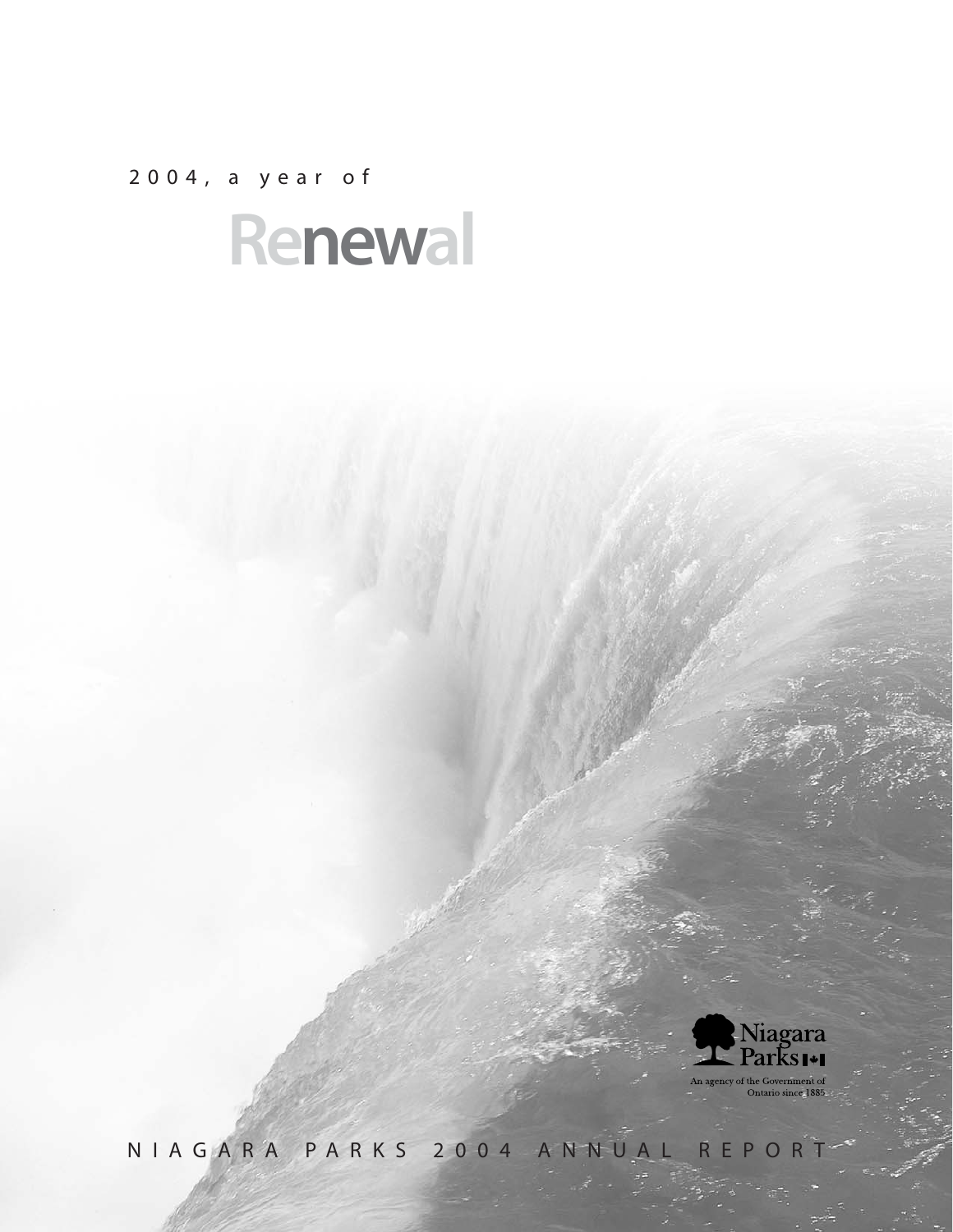2004, a year of

# Renewal

Niagara Parks

An agency of the Government of Ontario since 1885

NIAGARA PARKS 2004 ANNUAL REPORT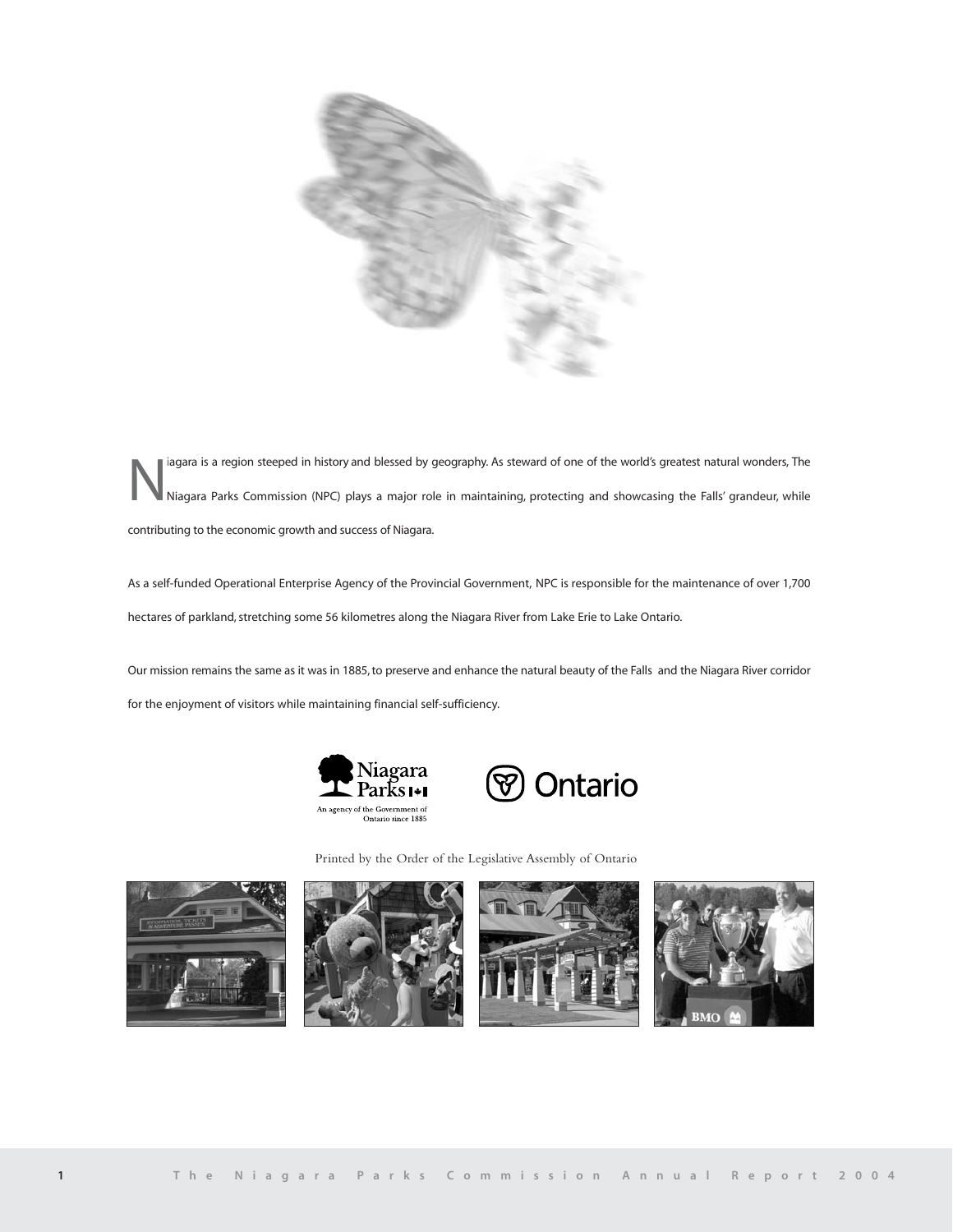Niagara is a region steeped in history and blessed by geography. As steward of one of the world's greatest natural wonders, The Niagara Parks Commission (NPC) plays a major role in maintaining, protecting and showcasing the Falls' grandeur, while contributing to the economic growth and success of Niagara.

As a self-funded Operational Enterprise Agency of the Provincial Government, NPC is responsible for the maintenance of over 1,700 hectares of parkland, stretching some 56 kilometres along the Niagara River from Lake Erie to Lake Ontario.

Our mission remains the same as it was in 1885, to preserve and enhance the natural beauty of the Falls and the Niagara River corridor for the enjoyment of visitors while maintaining financial self-sufficiency.

Niagara Parks — An agency of the Government of Ontario since 1885

Ontario

Printed by the Order of the Legislative Assembly of Ontario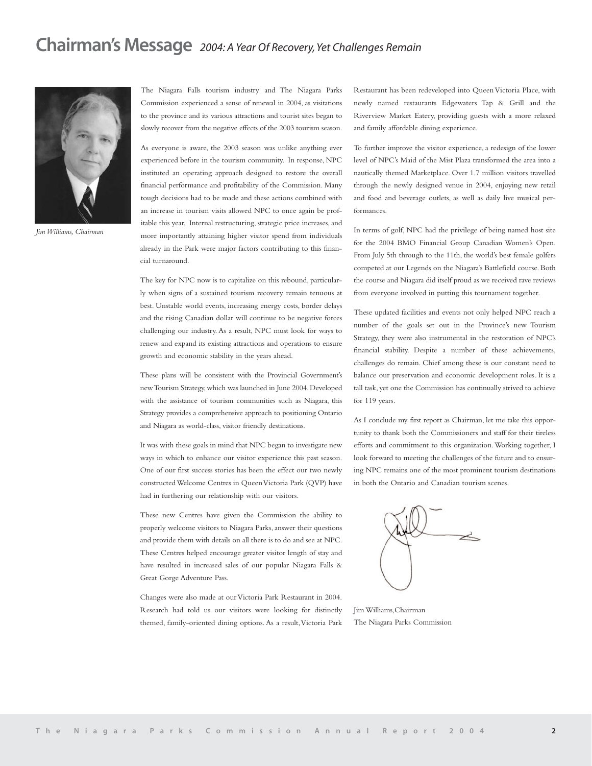# Chairman's Message *2004: A Year Of Recovery, Yet Challenges Remain*

*Jim Williams, Chairman*

The Niagara Falls tourism industry and The Niagara Parks Commission experienced a sense of renewal in 2004, as visitations to the province and its various attractions and tourist sites began to slowly recover from the negative effects of the 2003 tourism season.

As everyone is aware, the 2003 season was unlike anything ever experienced before in the tourism community. In response, NPC instituted an operating approach designed to restore the overall financial performance and profitability of the Commission. Many tough decisions had to be made and these actions combined with an increase in tourism visits allowed NPC to once again be profitable this year. Internal restructuring, strategic price increases, and more importantly attaining higher visitor spend from individuals already in the Park were major factors contributing to this financial turnaround.

The key for NPC now is to capitalize on this rebound, particularly when signs of a sustained tourism recovery remain tenuous at best. Unstable world events, increasing energy costs, border delays and the rising Canadian dollar will continue to be negative forces challenging our industry. As a result, NPC must look for ways to renew and expand its existing attractions and operations to ensure growth and economic stability in the years ahead.

These plans will be consistent with the Provincial Government's new Tourism Strategy, which was launched in June 2004. Developed with the assistance of tourism communities such as Niagara, this Strategy provides a comprehensive approach to positioning Ontario and Niagara as world-class, visitor friendly destinations.

It was with these goals in mind that NPC began to investigate new ways in which to enhance our visitor experience this past season. One of our first success stories has been the effect our two newly constructed Welcome Centres in Queen Victoria Park (QVP) have had in furthering our relationship with our visitors.

These new Centres have given the Commission the ability to properly welcome visitors to Niagara Parks, answer their questions and provide them with details on all there is to do and see at NPC. These Centres helped encourage greater visitor length of stay and have resulted in increased sales of our popular Niagara Falls & Great Gorge Adventure Pass.

Changes were also made at our Victoria Park Restaurant in 2004. Research had told us our visitors were looking for distinctly themed, family-oriented dining options. As a result, Victoria Park Restaurant has been redeveloped into Queen Victoria Place, with newly named restaurants Edgewaters Tap & Grill and the Riverview Market Eatery, providing guests with a more relaxed and family affordable dining experience.

To further improve the visitor experience, a redesign of the lower level of NPC's Maid of the Mist Plaza transformed the area into a nautically themed Marketplace. Over 1.7 million visitors travelled through the newly designed venue in 2004, enjoying new retail and food and beverage outlets, as well as daily live musical performances.

In terms of golf, NPC had the privilege of being named host site for the 2004 BMO Financial Group Canadian Women's Open. From July 5th through to the 11th, the world's best female golfers competed at our Legends on the Niagara's Battlefield course. Both the course and Niagara did itself proud as we received rave reviews from everyone involved in putting this tournament together.

These updated facilities and events not only helped NPC reach a number of the goals set out in the Province's new Tourism Strategy, they were also instrumental in the restoration of NPC's financial stability. Despite a number of these achievements, challenges do remain. Chief among these is our constant need to balance our preservation and economic development roles. It is a tall task, yet one the Commission has continually strived to achieve for 119 years.

As I conclude my first report as Chairman, let me take this opportunity to thank both the Commissioners and staff for their tireless efforts and commitment to this organization. Working together, I look forward to meeting the challenges of the future and to ensuring NPC remains one of the most prominent tourism destinations in both the Ontario and Canadian tourism scenes.

Jim Williams, Chairman
The Niagara Parks Commission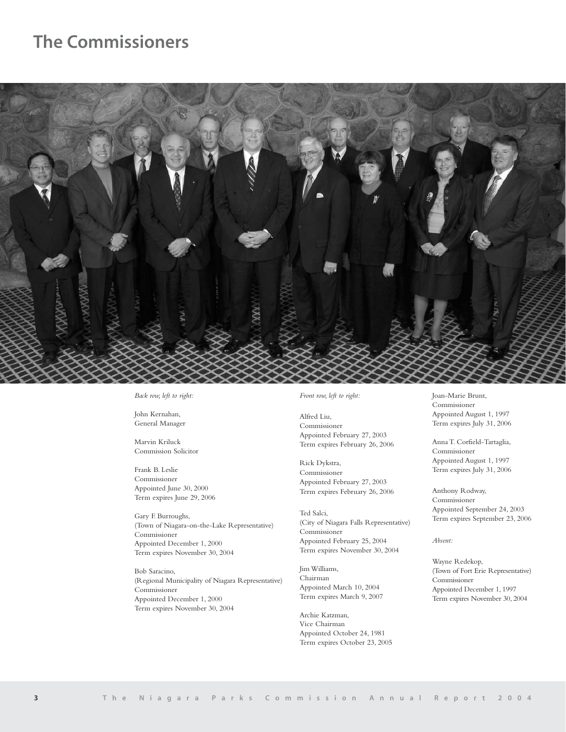# The Commissioners

*Back row, left to right:*

John Kernahan,
General Manager

Marvin Kriluck
Commission Solicitor

Frank B. Leslie
Commissioner
Appointed June 30, 2000
Term expires June 29, 2006

Gary F. Burroughs,
(Town of Niagara-on-the-Lake Representative)
Commissioner
Appointed December 1, 2000
Term expires November 30, 2004

Bob Saracino,
(Regional Municipality of Niagara Representative)
Commissioner
Appointed December 1, 2000
Term expires November 30, 2004

*Front row, left to right:*

Alfred Liu,
Commissioner
Appointed February 27, 2003
Term expires February 26, 2006

Rick Dykstra,
Commissioner
Appointed February 27, 2003
Term expires February 26, 2006

Ted Salci,
(City of Niagara Falls Representative)
Commissioner
Appointed February 25, 2004
Term expires November 30, 2004

Jim Williams,
Chairman
Appointed March 10, 2004
Term expires March 9, 2007

Archie Katzman,
Vice Chairman
Appointed October 24, 1981
Term expires October 23, 2005

Joan-Marie Brunt,
Commissioner
Appointed August 1, 1997
Term expires July 31, 2006

Anna T. Corfield-Tartaglia,
Commissioner
Appointed August 1, 1997
Term expires July 31, 2006

Anthony Rodway,
Commissioner
Appointed September 24, 2003
Term expires September 23, 2006

*Absent:*

Wayne Redekop,
(Town of Fort Erie Representative)
Commissioner
Appointed December 1, 1997
Term expires November 30, 2004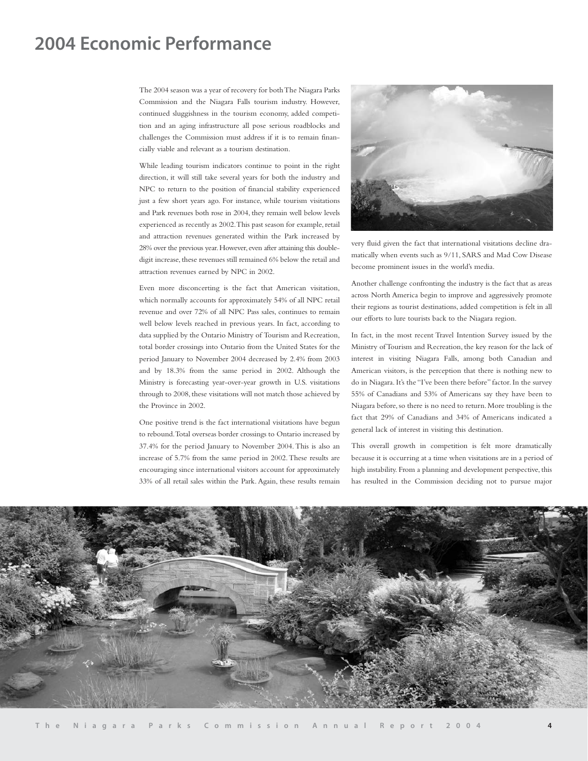# 2004 Economic Performance

The 2004 season was a year of recovery for both The Niagara Parks Commission and the Niagara Falls tourism industry. However, continued sluggishness in the tourism economy, added competition and an aging infrastructure all pose serious roadblocks and challenges the Commission must address if it is to remain financially viable and relevant as a tourism destination.

While leading tourism indicators continue to point in the right direction, it will still take several years for both the industry and NPC to return to the position of financial stability experienced just a few short years ago. For instance, while tourism visitations and Park revenues both rose in 2004, they remain well below levels experienced as recently as 2002. This past season for example, retail and attraction revenues generated within the Park increased by 28% over the previous year. However, even after attaining this double-digit increase, these revenues still remained 6% below the retail and attraction revenues earned by NPC in 2002.

Even more disconcerting is the fact that American visitation, which normally accounts for approximately 54% of all NPC retail revenue and over 72% of all NPC Pass sales, continues to remain well below levels reached in previous years. In fact, according to data supplied by the Ontario Ministry of Tourism and Recreation, total border crossings into Ontario from the United States for the period January to November 2004 decreased by 2.4% from 2003 and by 18.3% from the same period in 2002. Although the Ministry is forecasting year-over-year growth in U.S. visitations through to 2008, these visitations will not match those achieved by the Province in 2002.

One positive trend is the fact international visitations have begun to rebound. Total overseas border crossings to Ontario increased by 37.4% for the period January to November 2004. This is also an increase of 5.7% from the same period in 2002. These results are encouraging since international visitors account for approximately 33% of all retail sales within the Park. Again, these results remain very fluid given the fact that international visitations decline dramatically when events such as 9/11, SARS and Mad Cow Disease become prominent issues in the world's media.

Another challenge confronting the industry is the fact that as areas across North America begin to improve and aggressively promote their regions as tourist destinations, added competition is felt in all our efforts to lure tourists back to the Niagara region.

In fact, in the most recent Travel Intention Survey issued by the Ministry of Tourism and Recreation, the key reason for the lack of interest in visiting Niagara Falls, among both Canadian and American visitors, is the perception that there is nothing new to do in Niagara. It's the "I've been there before" factor. In the survey 55% of Canadians and 53% of Americans say they have been to Niagara before, so there is no need to return. More troubling is the fact that 29% of Canadians and 34% of Americans indicated a general lack of interest in visiting this destination.

This overall growth in competition is felt more dramatically because it is occurring at a time when visitations are in a period of high instability. From a planning and development perspective, this has resulted in the Commission deciding not to pursue major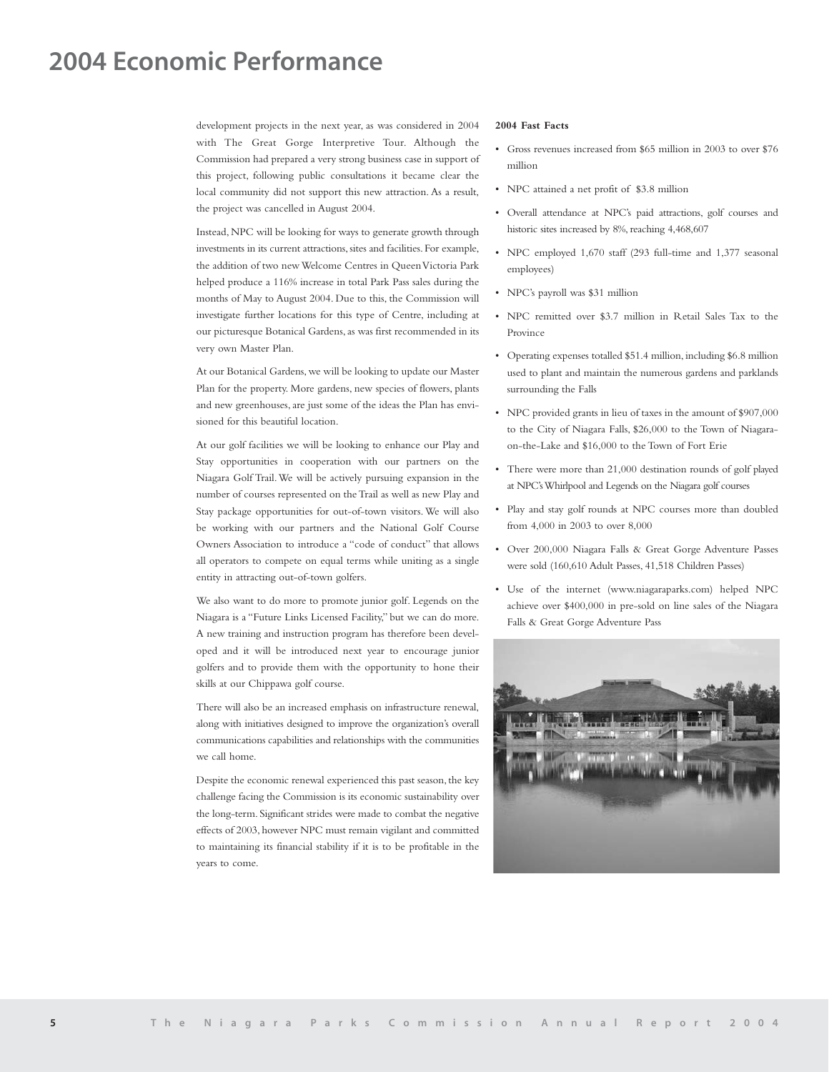# 2004 Economic Performance

development projects in the next year, as was considered in 2004 with The Great Gorge Interpretive Tour. Although the Commission had prepared a very strong business case in support of this project, following public consultations it became clear the local community did not support this new attraction. As a result, the project was cancelled in August 2004.

Instead, NPC will be looking for ways to generate growth through investments in its current attractions, sites and facilities. For example, the addition of two new Welcome Centres in Queen Victoria Park helped produce a 116% increase in total Park Pass sales during the months of May to August 2004. Due to this, the Commission will investigate further locations for this type of Centre, including at our picturesque Botanical Gardens, as was first recommended in its very own Master Plan.

At our Botanical Gardens, we will be looking to update our Master Plan for the property. More gardens, new species of flowers, plants and new greenhouses, are just some of the ideas the Plan has envisioned for this beautiful location.

At our golf facilities we will be looking to enhance our Play and Stay opportunities in cooperation with our partners on the Niagara Golf Trail. We will be actively pursuing expansion in the number of courses represented on the Trail as well as new Play and Stay package opportunities for out-of-town visitors. We will also be working with our partners and the National Golf Course Owners Association to introduce a "code of conduct" that allows all operators to compete on equal terms while uniting as a single entity in attracting out-of-town golfers.

We also want to do more to promote junior golf. Legends on the Niagara is a "Future Links Licensed Facility," but we can do more. A new training and instruction program has therefore been developed and it will be introduced next year to encourage junior golfers and to provide them with the opportunity to hone their skills at our Chippawa golf course.

There will also be an increased emphasis on infrastructure renewal, along with initiatives designed to improve the organization's overall communications capabilities and relationships with the communities we call home.

Despite the economic renewal experienced this past season, the key challenge facing the Commission is its economic sustainability over the long-term. Significant strides were made to combat the negative effects of 2003, however NPC must remain vigilant and committed to maintaining its financial stability if it is to be profitable in the years to come.

**2004 Fast Facts**

- Gross revenues increased from $65 million in 2003 to over $76 million
- NPC attained a net profit of $3.8 million
- Overall attendance at NPC's paid attractions, golf courses and historic sites increased by 8%, reaching 4,468,607
- NPC employed 1,670 staff (293 full-time and 1,377 seasonal employees)
- NPC's payroll was $31 million
- NPC remitted over $3.7 million in Retail Sales Tax to the Province
- Operating expenses totalled $51.4 million, including $6.8 million used to plant and maintain the numerous gardens and parklands surrounding the Falls
- NPC provided grants in lieu of taxes in the amount of $907,000 to the City of Niagara Falls, $26,000 to the Town of Niagara-on-the-Lake and $16,000 to the Town of Fort Erie
- There were more than 21,000 destination rounds of golf played at NPC's Whirlpool and Legends on the Niagara golf courses
- Play and stay golf rounds at NPC courses more than doubled from 4,000 in 2003 to over 8,000
- Over 200,000 Niagara Falls & Great Gorge Adventure Passes were sold (160,610 Adult Passes, 41,518 Children Passes)
- Use of the internet (www.niagaraparks.com) helped NPC achieve over $400,000 in pre-sold on line sales of the Niagara Falls & Great Gorge Adventure Pass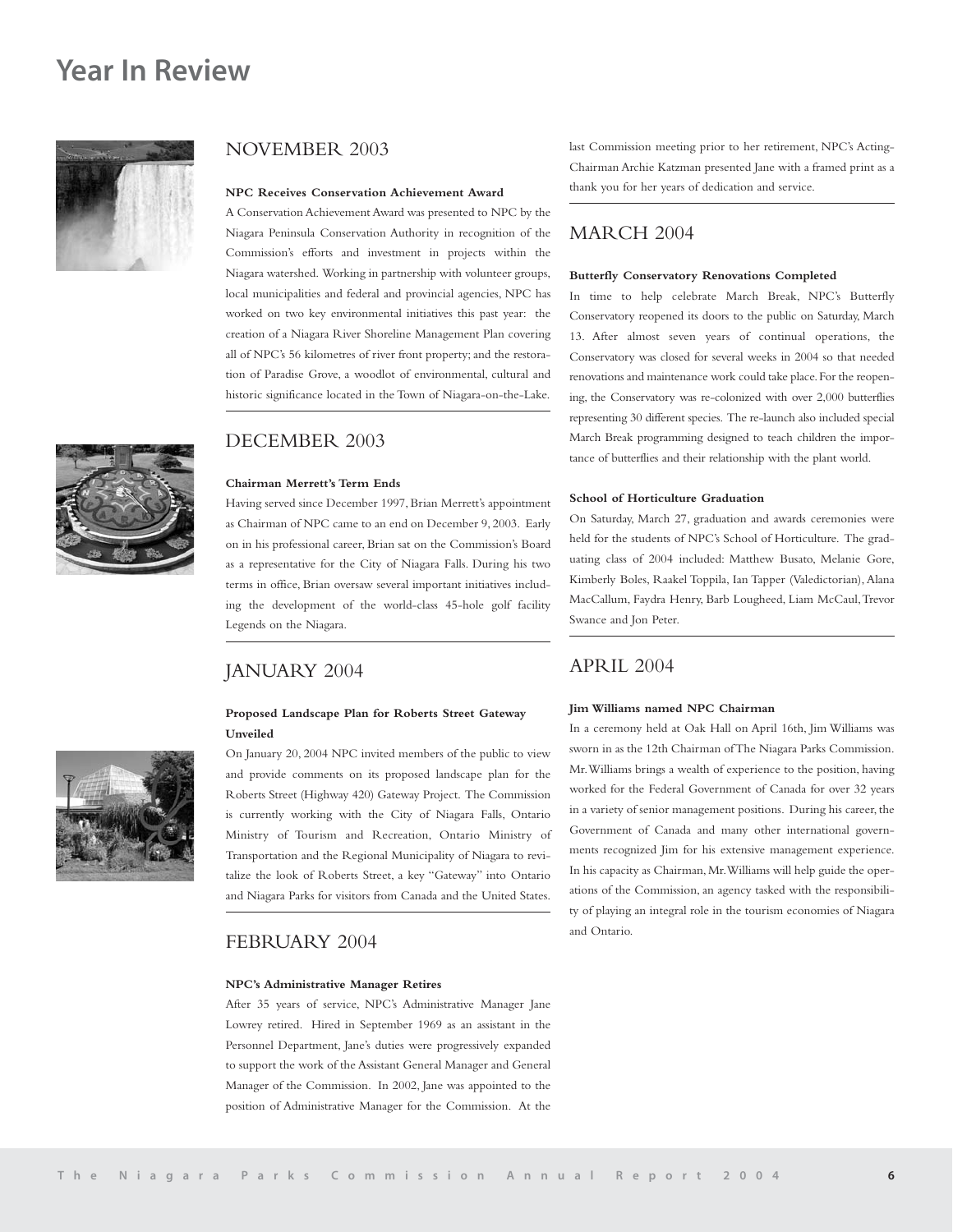# Year In Review

## NOVEMBER 2003

**NPC Receives Conservation Achievement Award**

A Conservation Achievement Award was presented to NPC by the Niagara Peninsula Conservation Authority in recognition of the Commission's efforts and investment in projects within the Niagara watershed. Working in partnership with volunteer groups, local municipalities and federal and provincial agencies, NPC has worked on two key environmental initiatives this past year: the creation of a Niagara River Shoreline Management Plan covering all of NPC's 56 kilometres of river front property; and the restoration of Paradise Grove, a woodlot of environmental, cultural and historic significance located in the Town of Niagara-on-the-Lake.

## DECEMBER 2003

**Chairman Merrett's Term Ends**

Having served since December 1997, Brian Merrett's appointment as Chairman of NPC came to an end on December 9, 2003. Early on in his professional career, Brian sat on the Commission's Board as a representative for the City of Niagara Falls. During his two terms in office, Brian oversaw several important initiatives including the development of the world-class 45-hole golf facility Legends on the Niagara.

## JANUARY 2004

**Proposed Landscape Plan for Roberts Street Gateway Unveiled**

On January 20, 2004 NPC invited members of the public to view and provide comments on its proposed landscape plan for the Roberts Street (Highway 420) Gateway Project. The Commission is currently working with the City of Niagara Falls, Ontario Ministry of Tourism and Recreation, Ontario Ministry of Transportation and the Regional Municipality of Niagara to revitalize the look of Roberts Street, a key "Gateway" into Ontario and Niagara Parks for visitors from Canada and the United States.

## FEBRUARY 2004

**NPC's Administrative Manager Retires**

After 35 years of service, NPC's Administrative Manager Jane Lowrey retired. Hired in September 1969 as an assistant in the Personnel Department, Jane's duties were progressively expanded to support the work of the Assistant General Manager and General Manager of the Commission. In 2002, Jane was appointed to the position of Administrative Manager for the Commission. At the last Commission meeting prior to her retirement, NPC's Acting-Chairman Archie Katzman presented Jane with a framed print as a thank you for her years of dedication and service.

## MARCH 2004

**Butterfly Conservatory Renovations Completed**

In time to help celebrate March Break, NPC's Butterfly Conservatory reopened its doors to the public on Saturday, March 13. After almost seven years of continual operations, the Conservatory was closed for several weeks in 2004 so that needed renovations and maintenance work could take place. For the reopening, the Conservatory was re-colonized with over 2,000 butterflies representing 30 different species. The re-launch also included special March Break programming designed to teach children the importance of butterflies and their relationship with the plant world.

**School of Horticulture Graduation**

On Saturday, March 27, graduation and awards ceremonies were held for the students of NPC's School of Horticulture. The graduating class of 2004 included: Matthew Busato, Melanie Gore, Kimberly Boles, Raakel Toppila, Ian Tapper (Valedictorian), Alana MacCallum, Faydra Henry, Barb Lougheed, Liam McCaul, Trevor Swance and Jon Peter.

## APRIL 2004

**Jim Williams named NPC Chairman**

In a ceremony held at Oak Hall on April 16th, Jim Williams was sworn in as the 12th Chairman of The Niagara Parks Commission. Mr. Williams brings a wealth of experience to the position, having worked for the Federal Government of Canada for over 32 years in a variety of senior management positions. During his career, the Government of Canada and many other international governments recognized Jim for his extensive management experience. In his capacity as Chairman, Mr. Williams will help guide the operations of the Commission, an agency tasked with the responsibility of playing an integral role in the tourism economies of Niagara and Ontario.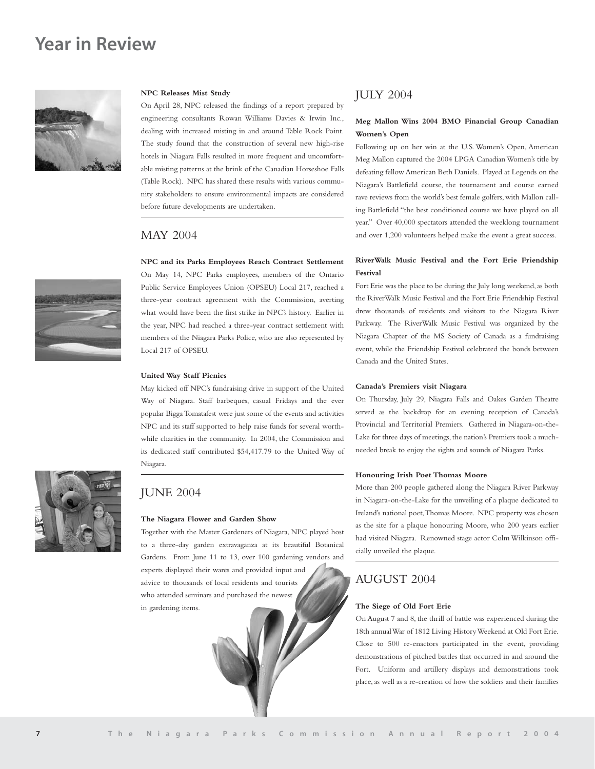# Year in Review

**NPC Releases Mist Study**

On April 28, NPC released the findings of a report prepared by engineering consultants Rowan Williams Davies & Irwin Inc., dealing with increased misting in and around Table Rock Point. The study found that the construction of several new high-rise hotels in Niagara Falls resulted in more frequent and uncomfortable misting patterns at the brink of the Canadian Horseshoe Falls (Table Rock). NPC has shared these results with various community stakeholders to ensure environmental impacts are considered before future developments are undertaken.

## MAY 2004

**NPC and its Parks Employees Reach Contract Settlement**

On May 14, NPC Parks employees, members of the Ontario Public Service Employees Union (OPSEU) Local 217, reached a three-year contract agreement with the Commission, averting what would have been the first strike in NPC's history. Earlier in the year, NPC had reached a three-year contract settlement with members of the Niagara Parks Police, who are also represented by Local 217 of OPSEU.

**United Way Staff Picnics**

May kicked off NPC's fundraising drive in support of the United Way of Niagara. Staff barbeques, casual Fridays and the ever popular Bigga Tomatafest were just some of the events and activities NPC and its staff supported to help raise funds for several worthwhile charities in the community. In 2004, the Commission and its dedicated staff contributed $54,417.79 to the United Way of Niagara.

## JUNE 2004

**The Niagara Flower and Garden Show**

Together with the Master Gardeners of Niagara, NPC played host to a three-day garden extravaganza at its beautiful Botanical Gardens. From June 11 to 13, over 100 gardening vendors and experts displayed their wares and provided input and advice to thousands of local residents and tourists who attended seminars and purchased the newest in gardening items.

## JULY 2004

**Meg Mallon Wins 2004 BMO Financial Group Canadian Women's Open**

Following up on her win at the U.S. Women's Open, American Meg Mallon captured the 2004 LPGA Canadian Women's title by defeating fellow American Beth Daniels. Played at Legends on the Niagara's Battlefield course, the tournament and course earned rave reviews from the world's best female golfers, with Mallon calling Battlefield "the best conditioned course we have played on all year." Over 40,000 spectators attended the weeklong tournament and over 1,200 volunteers helped make the event a great success.

**RiverWalk Music Festival and the Fort Erie Friendship Festival**

Fort Erie was the place to be during the July long weekend, as both the RiverWalk Music Festival and the Fort Erie Friendship Festival drew thousands of residents and visitors to the Niagara River Parkway. The RiverWalk Music Festival was organized by the Niagara Chapter of the MS Society of Canada as a fundraising event, while the Friendship Festival celebrated the bonds between Canada and the United States.

**Canada's Premiers visit Niagara**

On Thursday, July 29, Niagara Falls and Oakes Garden Theatre served as the backdrop for an evening reception of Canada's Provincial and Territorial Premiers. Gathered in Niagara-on-the-Lake for three days of meetings, the nation's Premiers took a much-needed break to enjoy the sights and sounds of Niagara Parks.

**Honouring Irish Poet Thomas Moore**

More than 200 people gathered along the Niagara River Parkway in Niagara-on-the-Lake for the unveiling of a plaque dedicated to Ireland's national poet, Thomas Moore. NPC property was chosen as the site for a plaque honouring Moore, who 200 years earlier had visited Niagara. Renowned stage actor Colm Wilkinson officially unveiled the plaque.

## AUGUST 2004

**The Siege of Old Fort Erie**

On August 7 and 8, the thrill of battle was experienced during the 18th annual War of 1812 Living History Weekend at Old Fort Erie. Close to 500 re-enactors participated in the event, providing demonstrations of pitched battles that occurred in and around the Fort. Uniform and artillery displays and demonstrations took place, as well as a re-creation of how the soldiers and their families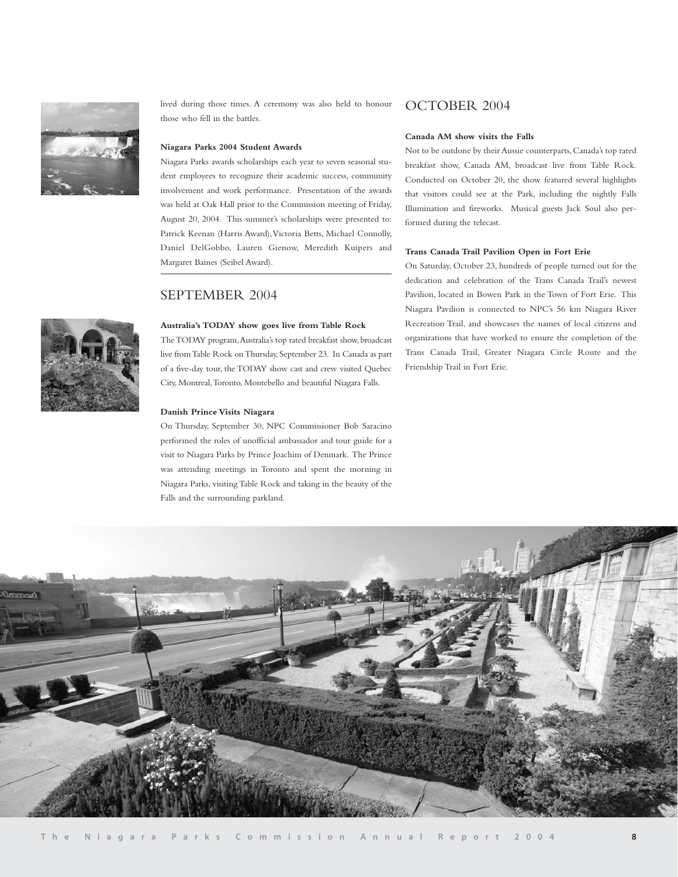lived during those times. A ceremony was also held to honour those who fell in the battles.

**Niagara Parks 2004 Student Awards**

Niagara Parks awards scholarships each year to seven seasonal student employees to recognize their academic success, community involvement and work performance. Presentation of the awards was held at Oak Hall prior to the Commission meeting of Friday, August 20, 2004. This summer's scholarships were presented to: Patrick Keenan (Harris Award), Victoria Betts, Michael Connolly, Daniel DelGobbo, Lauren Gienow, Meredith Kuipers and Margaret Baines (Seibel Award).

## SEPTEMBER 2004

**Australia's TODAY show goes live from Table Rock**

The TODAY program, Australia's top rated breakfast show, broadcast live from Table Rock on Thursday, September 23. In Canada as part of a five-day tour, the TODAY show cast and crew visited Quebec City, Montreal, Toronto, Montebello and beautiful Niagara Falls.

**Danish Prince Visits Niagara**

On Thursday, September 30, NPC Commissioner Bob Saracino performed the roles of unofficial ambassador and tour guide for a visit to Niagara Parks by Prince Joachim of Denmark. The Prince was attending meetings in Toronto and spent the morning in Niagara Parks, visiting Table Rock and taking in the beauty of the Falls and the surrounding parkland.

## OCTOBER 2004

**Canada AM show visits the Falls**

Not to be outdone by their Aussie counterparts, Canada's top rated breakfast show, Canada AM, broadcast live from Table Rock. Conducted on October 20, the show featured several highlights that visitors could see at the Park, including the nightly Falls Illumination and fireworks. Musical guests Jack Soul also performed during the telecast.

**Trans Canada Trail Pavilion Open in Fort Erie**

On Saturday, October 23, hundreds of people turned out for the dedication and celebration of the Trans Canada Trail's newest Pavilion, located in Bowen Park in the Town of Fort Erie. This Niagara Pavilion is connected to NPC's 56 km Niagara River Recreation Trail, and showcases the names of local citizens and organizations that have worked to ensure the completion of the Trans Canada Trail, Greater Niagara Circle Route and the Friendship Trail in Fort Erie.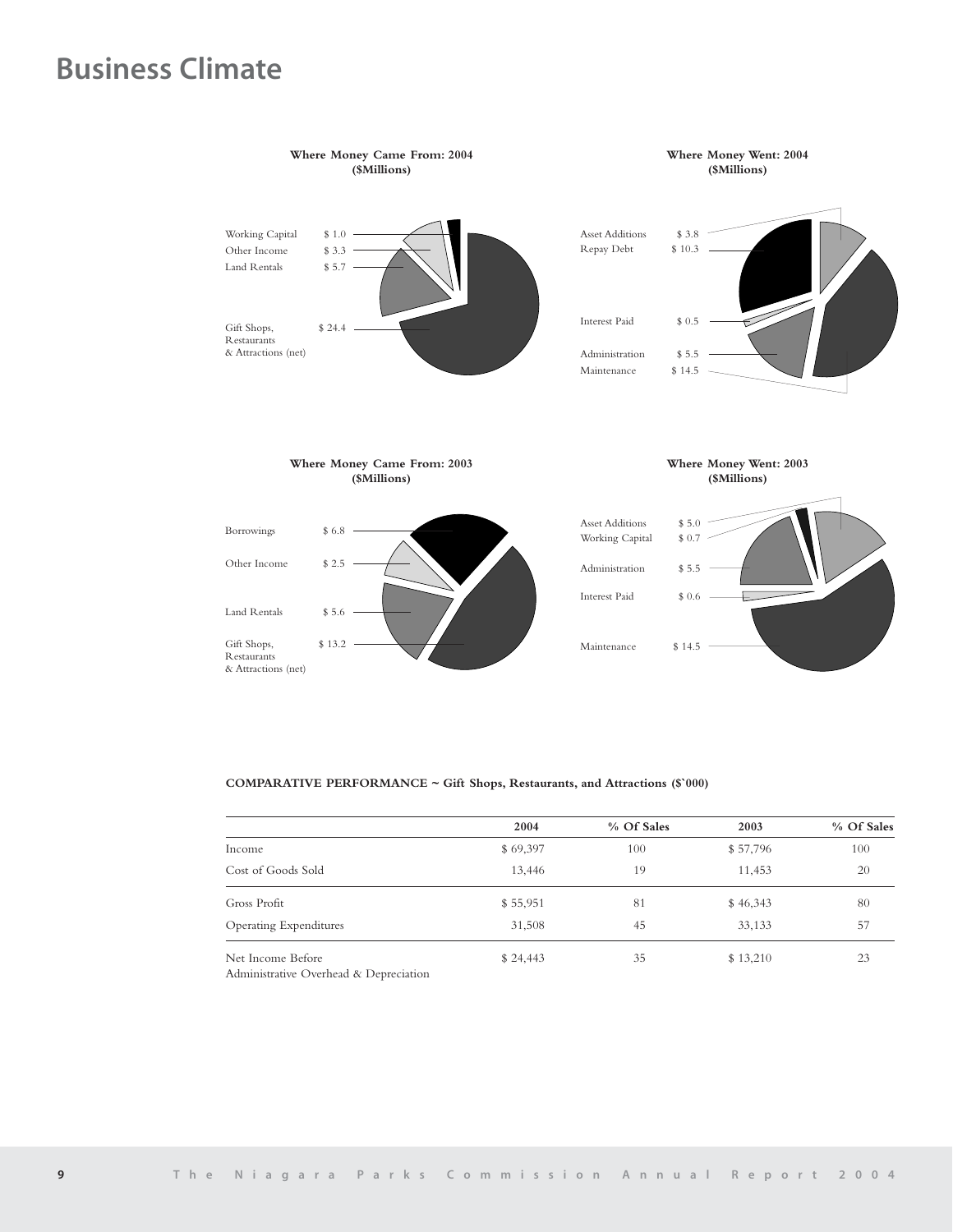# Business Climate

**Where Money Came From: 2004**
**($Millions)**

| | |
|---|---|
| Working Capital | $ 1.0 |
| Other Income | $ 3.3 |
| Land Rentals | $ 5.7 |
| Gift Shops, Restaurants & Attractions (net) | $ 24.4 |

**Where Money Went: 2004**
**($Millions)**

| | |
|---|---|
| Asset Additions | $ 3.8 |
| Repay Debt | $ 10.3 |
| Interest Paid | $ 0.5 |
| Administration | $ 5.5 |
| Maintenance | $ 14.5 |

**Where Money Came From: 2003**
**($Millions)**

| | |
|---|---|
| Borrowings | $ 6.8 |
| Other Income | $ 2.5 |
| Land Rentals | $ 5.6 |
| Gift Shops, Restaurants & Attractions (net) | $ 13.2 |

**Where Money Went: 2003**
**($Millions)**

| | |
|---|---|
| Asset Additions | $ 5.0 |
| Working Capital | $ 0.7 |
| Administration | $ 5.5 |
| Interest Paid | $ 0.6 |
| Maintenance | $ 14.5 |

**COMPARATIVE PERFORMANCE ~ Gift Shops, Restaurants, and Attractions ($`000)**

| | 2004 | % Of Sales | 2003 | % Of Sales |
|---|---|---|---|---|
| Income | $ 69,397 | 100 | $ 57,796 | 100 |
| Cost of Goods Sold | 13,446 | 19 | 11,453 | 20 |
| Gross Profit | $ 55,951 | 81 | $ 46,343 | 80 |
| Operating Expenditures | 31,508 | 45 | 33,133 | 57 |
| Net Income Before Administrative Overhead & Depreciation | $ 24,443 | 35 | $ 13,210 | 23 |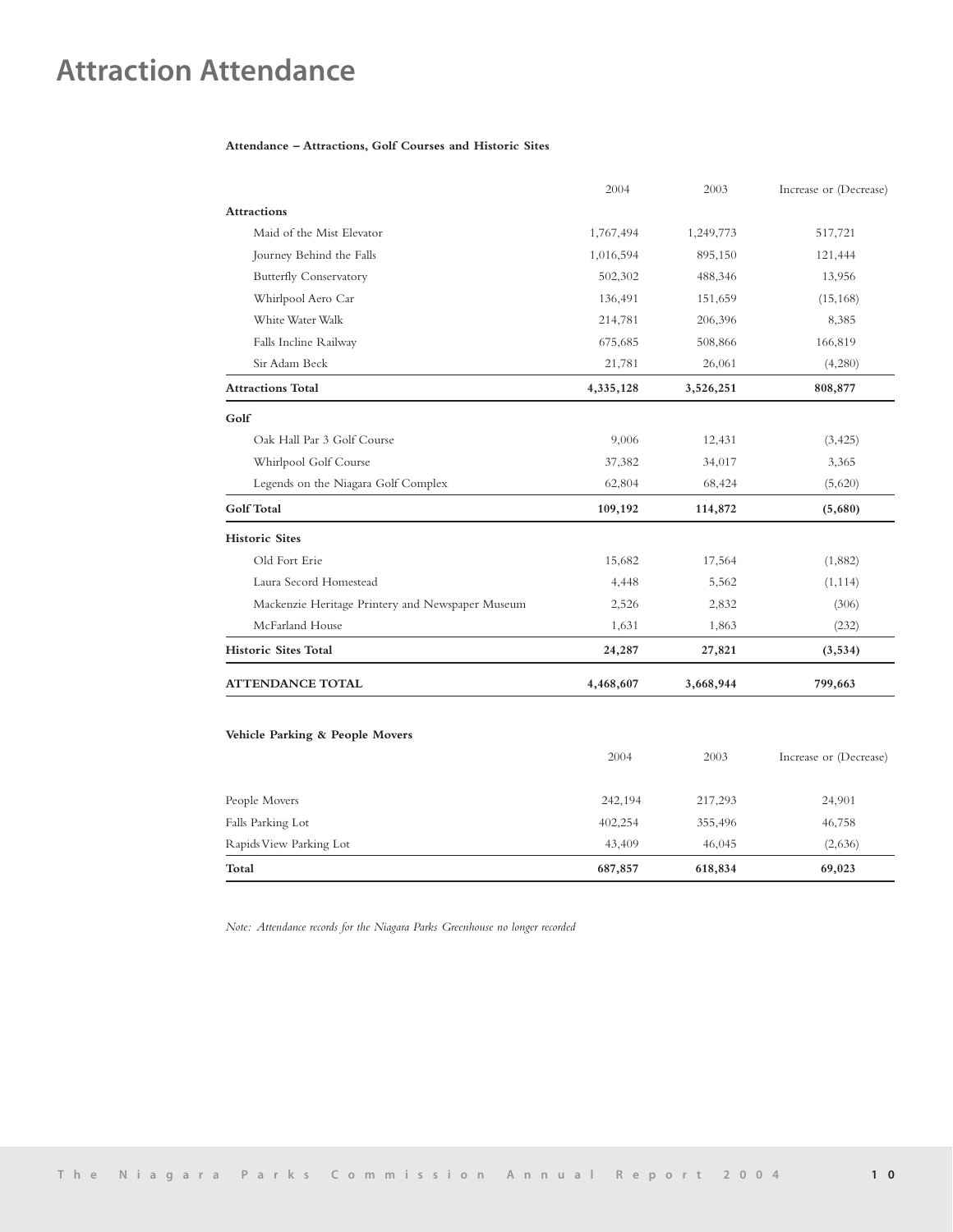# Attraction Attendance

**Attendance – Attractions, Golf Courses and Historic Sites**

| | 2004 | 2003 | Increase or (Decrease) |
|---|---|---|---|
| **Attractions** | | | |
| Maid of the Mist Elevator | 1,767,494 | 1,249,773 | 517,721 |
| Journey Behind the Falls | 1,016,594 | 895,150 | 121,444 |
| Butterfly Conservatory | 502,302 | 488,346 | 13,956 |
| Whirlpool Aero Car | 136,491 | 151,659 | (15,168) |
| White Water Walk | 214,781 | 206,396 | 8,385 |
| Falls Incline Railway | 675,685 | 508,866 | 166,819 |
| Sir Adam Beck | 21,781 | 26,061 | (4,280) |
| **Attractions Total** | **4,335,128** | **3,526,251** | **808,877** |
| **Golf** | | | |
| Oak Hall Par 3 Golf Course | 9,006 | 12,431 | (3,425) |
| Whirlpool Golf Course | 37,382 | 34,017 | 3,365 |
| Legends on the Niagara Golf Complex | 62,804 | 68,424 | (5,620) |
| **Golf Total** | **109,192** | **114,872** | **(5,680)** |
| **Historic Sites** | | | |
| Old Fort Erie | 15,682 | 17,564 | (1,882) |
| Laura Secord Homestead | 4,448 | 5,562 | (1,114) |
| Mackenzie Heritage Printery and Newspaper Museum | 2,526 | 2,832 | (306) |
| McFarland House | 1,631 | 1,863 | (232) |
| **Historic Sites Total** | **24,287** | **27,821** | **(3,534)** |
| **ATTENDANCE TOTAL** | **4,468,607** | **3,668,944** | **799,663** |

**Vehicle Parking & People Movers**

| | 2004 | 2003 | Increase or (Decrease) |
|---|---|---|---|
| People Movers | 242,194 | 217,293 | 24,901 |
| Falls Parking Lot | 402,254 | 355,496 | 46,758 |
| Rapids View Parking Lot | 43,409 | 46,045 | (2,636) |
| **Total** | **687,857** | **618,834** | **69,023** |

*Note: Attendance records for the Niagara Parks Greenhouse no longer recorded*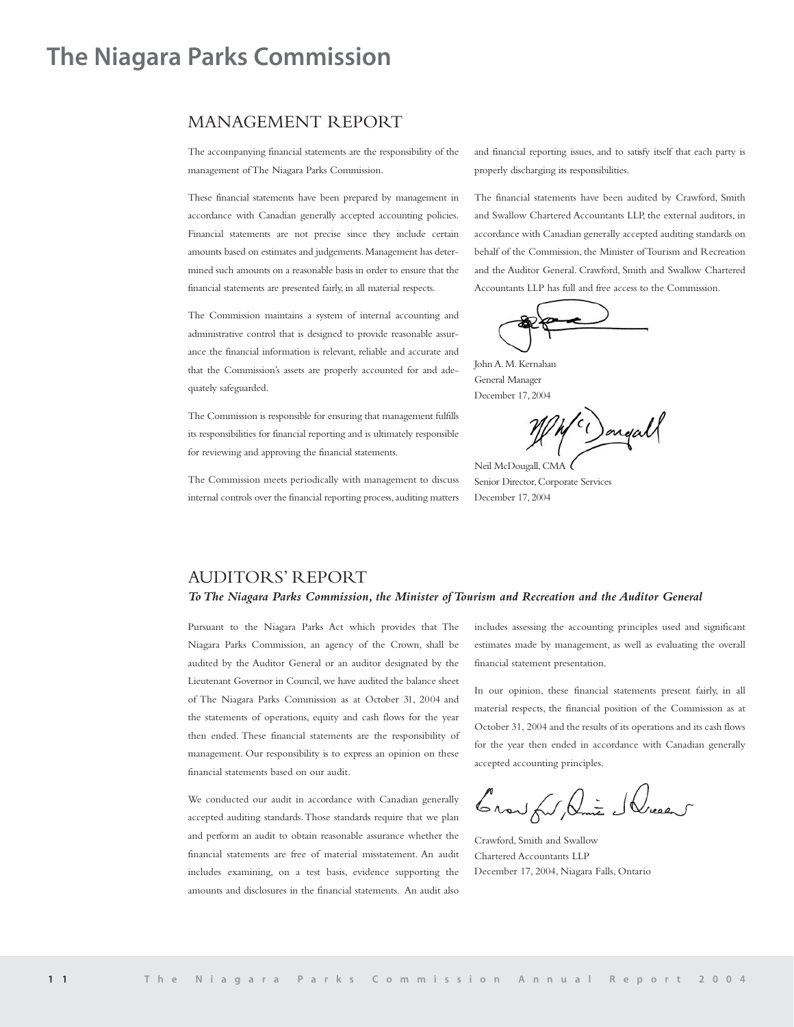# The Niagara Parks Commission

## MANAGEMENT REPORT

The accompanying financial statements are the responsibility of the management of The Niagara Parks Commission.

These financial statements have been prepared by management in accordance with Canadian generally accepted accounting policies. Financial statements are not precise since they include certain amounts based on estimates and judgements. Management has determined such amounts on a reasonable basis in order to ensure that the financial statements are presented fairly, in all material respects.

The Commission maintains a system of internal accounting and administrative control that is designed to provide reasonable assurance the financial information is relevant, reliable and accurate and that the Commission's assets are properly accounted for and adequately safeguarded.

The Commission is responsible for ensuring that management fulfills its responsibilities for financial reporting and is ultimately responsible for reviewing and approving the financial statements.

The Commission meets periodically with management to discuss internal controls over the financial reporting process, auditing matters and financial reporting issues, and to satisfy itself that each party is properly discharging its responsibilities.

The financial statements have been audited by Crawford, Smith and Swallow Chartered Accountants LLP, the external auditors, in accordance with Canadian generally accepted auditing standards on behalf of the Commission, the Minister of Tourism and Recreation and the Auditor General. Crawford, Smith and Swallow Chartered Accountants LLP has full and free access to the Commission.

John A. M. Kernahan
General Manager
December 17, 2004

Neil McDougall, CMA
Senior Director, Corporate Services
December 17, 2004

## AUDITORS' REPORT

***To The Niagara Parks Commission, the Minister of Tourism and Recreation and the Auditor General***

Pursuant to the Niagara Parks Act which provides that The Niagara Parks Commission, an agency of the Crown, shall be audited by the Auditor General or an auditor designated by the Lieutenant Governor in Council, we have audited the balance sheet of The Niagara Parks Commission as at October 31, 2004 and the statements of operations, equity and cash flows for the year then ended. These financial statements are the responsibility of management. Our responsibility is to express an opinion on these financial statements based on our audit.

We conducted our audit in accordance with Canadian generally accepted auditing standards. Those standards require that we plan and perform an audit to obtain reasonable assurance whether the financial statements are free of material misstatement. An audit includes examining, on a test basis, evidence supporting the amounts and disclosures in the financial statements. An audit also includes assessing the accounting principles used and significant estimates made by management, as well as evaluating the overall financial statement presentation.

In our opinion, these financial statements present fairly, in all material respects, the financial position of the Commission as at October 31, 2004 and the results of its operations and its cash flows for the year then ended in accordance with Canadian generally accepted accounting principles.

Crawford, Smith and Swallow
Chartered Accountants LLP
December 17, 2004, Niagara Falls, Ontario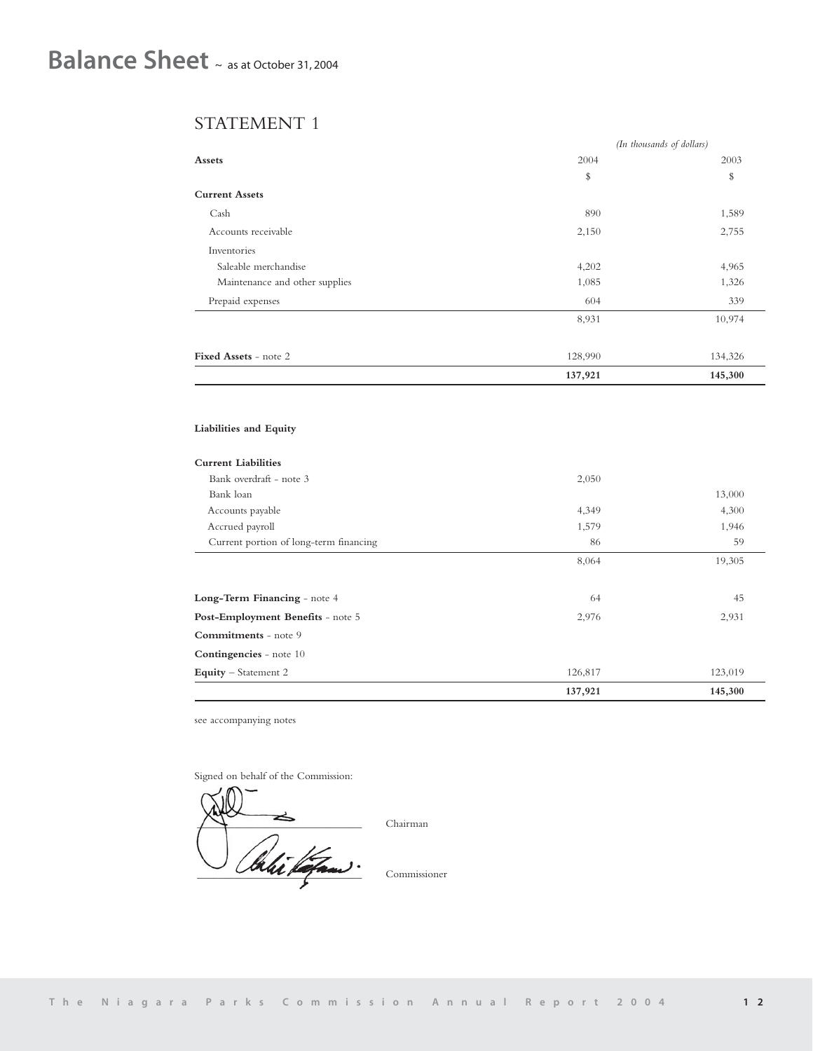# Balance Sheet ~ as at October 31, 2004

## STATEMENT 1

| | *(In thousands of dollars)* | |
|---|---|---|
| **Assets** | 2004 | 2003 |
| | $ | $ |
| **Current Assets** | | |
| Cash | 890 | 1,589 |
| Accounts receivable | 2,150 | 2,755 |
| Inventories | | |
| Saleable merchandise | 4,202 | 4,965 |
| Maintenance and other supplies | 1,085 | 1,326 |
| Prepaid expenses | 604 | 339 |
| | 8,931 | 10,974 |
| **Fixed Assets** - note 2 | 128,990 | 134,326 |
| | **137,921** | **145,300** |

| | 2004 | 2003 |
|---|---|---|
| **Liabilities and Equity** | | |
| **Current Liabilities** | | |
| Bank overdraft - note 3 | 2,050 | |
| Bank loan | | 13,000 |
| Accounts payable | 4,349 | 4,300 |
| Accrued payroll | 1,579 | 1,946 |
| Current portion of long-term financing | 86 | 59 |
| | 8,064 | 19,305 |
| **Long-Term Financing** - note 4 | 64 | 45 |
| **Post-Employment Benefits** - note 5 | 2,976 | 2,931 |
| **Commitments** - note 9 | | |
| **Contingencies** - note 10 | | |
| **Equity** – Statement 2 | 126,817 | 123,019 |
| | **137,921** | **145,300** |

see accompanying notes

Signed on behalf of the Commission:

Chairman

Commissioner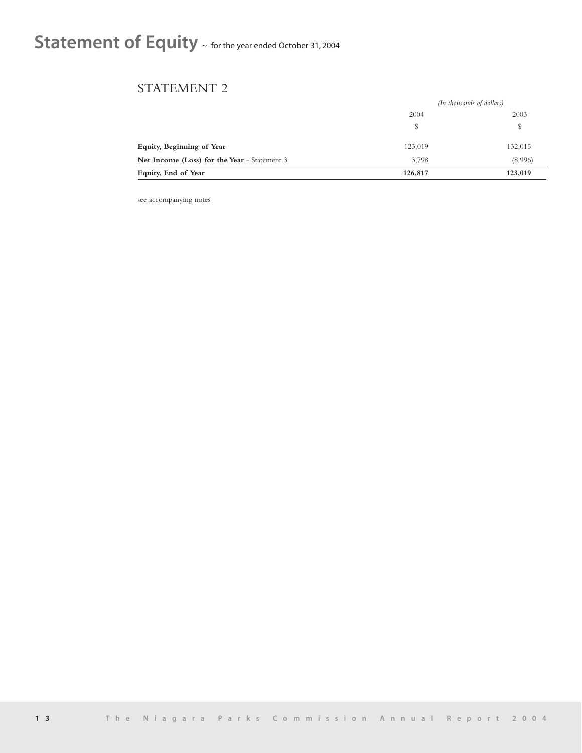# Statement of Equity ~ for the year ended October 31, 2004

## STATEMENT 2

| | *(In thousands of dollars)* | |
|---|---|---|
| | 2004 | 2003 |
| | $ | $ |
| **Equity, Beginning of Year** | 123,019 | 132,015 |
| **Net Income (Loss) for the Year** - Statement 3 | 3,798 | (8,996) |
| **Equity, End of Year** | **126,817** | **123,019** |

see accompanying notes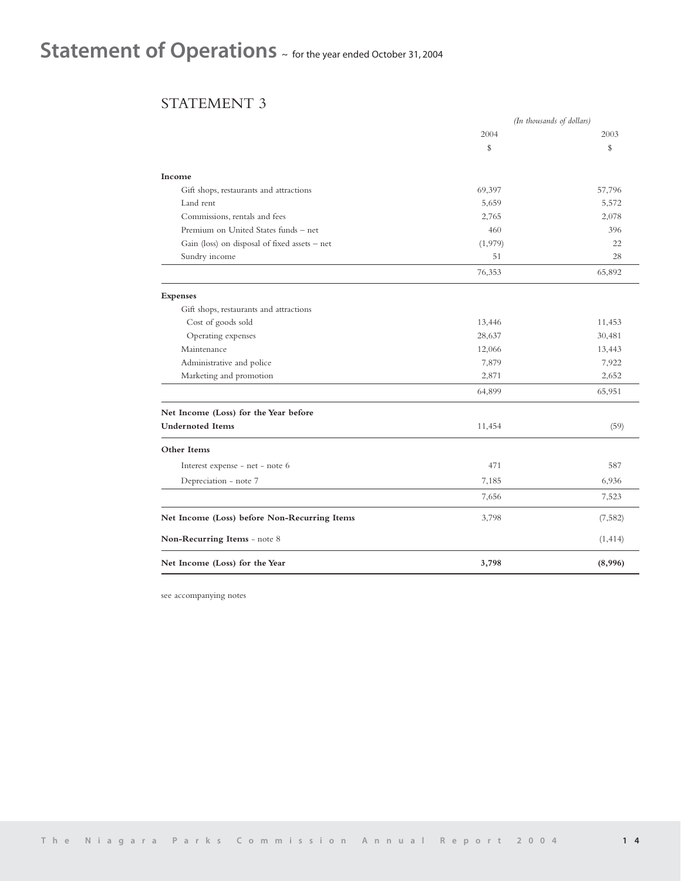# Statement of Operations ~ for the year ended October 31, 2004

## STATEMENT 3

| | *(In thousands of dollars)* | |
|---|---|---|
| | 2004 | 2003 |
| | $ | $ |
| **Income** | | |
| Gift shops, restaurants and attractions | 69,397 | 57,796 |
| Land rent | 5,659 | 5,572 |
| Commissions, rentals and fees | 2,765 | 2,078 |
| Premium on United States funds – net | 460 | 396 |
| Gain (loss) on disposal of fixed assets – net | (1,979) | 22 |
| Sundry income | 51 | 28 |
| | 76,353 | 65,892 |
| **Expenses** | | |
| Gift shops, restaurants and attractions | | |
| Cost of goods sold | 13,446 | 11,453 |
| Operating expenses | 28,637 | 30,481 |
| Maintenance | 12,066 | 13,443 |
| Administrative and police | 7,879 | 7,922 |
| Marketing and promotion | 2,871 | 2,652 |
| | 64,899 | 65,951 |
| **Net Income (Loss) for the Year before Undernoted Items** | 11,454 | (59) |
| **Other Items** | | |
| Interest expense - net - note 6 | 471 | 587 |
| Depreciation - note 7 | 7,185 | 6,936 |
| | 7,656 | 7,523 |
| **Net Income (Loss) before Non-Recurring Items** | 3,798 | (7,582) |
| **Non-Recurring Items** - note 8 | | (1,414) |
| **Net Income (Loss) for the Year** | **3,798** | **(8,996)** |

see accompanying notes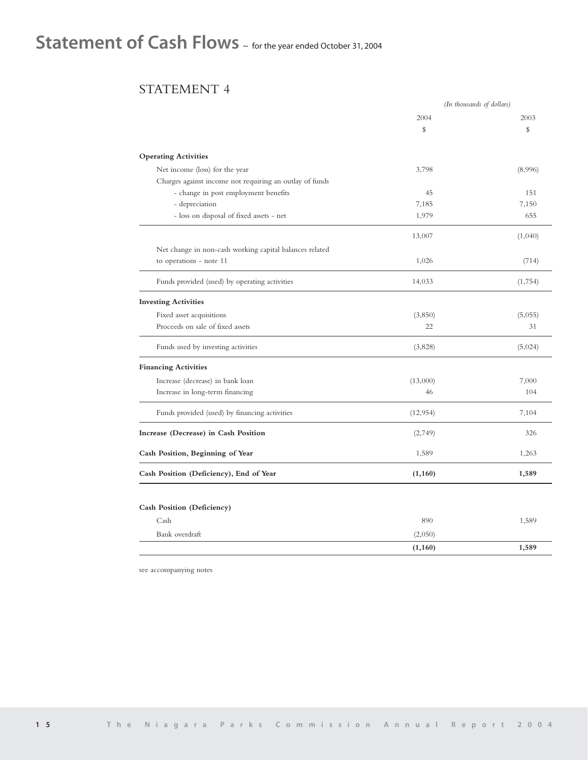# Statement of Cash Flows ~ for the year ended October 31, 2004

## STATEMENT 4

*(In thousands of dollars)*

| | 2004 | 2003 |
|---|---|---|
| | $ | $ |
| **Operating Activities** | | |
| Net income (loss) for the year | 3,798 | (8,996) |
| Charges against income not requiring an outlay of funds | | |
| - change in post employment benefits | 45 | 151 |
| - depreciation | 7,185 | 7,150 |
| - loss on disposal of fixed assets - net | 1,979 | 655 |
| | 13,007 | (1,040) |
| Net change in non-cash working capital balances related to operations - note 11 | 1,026 | (714) |
| Funds provided (used) by operating activities | 14,033 | (1,754) |
| **Investing Activities** | | |
| Fixed asset acquisitions | (3,850) | (5,055) |
| Proceeds on sale of fixed assets | 22 | 31 |
| Funds used by investing activities | (3,828) | (5,024) |
| **Financing Activities** | | |
| Increase (decrease) in bank loan | (13,000) | 7,000 |
| Increase in long-term financing | 46 | 104 |
| Funds provided (used) by financing activities | (12,954) | 7,104 |
| **Increase (Decrease) in Cash Position** | (2,749) | 326 |
| **Cash Position, Beginning of Year** | 1,589 | 1,263 |
| **Cash Position (Deficiency), End of Year** | **(1,160)** | **1,589** |

| | | |
|---|---|---|
| **Cash Position (Deficiency)** | | |
| Cash | 890 | 1,589 |
| Bank overdraft | (2,050) | |
| | **(1,160)** | **1,589** |

see accompanying notes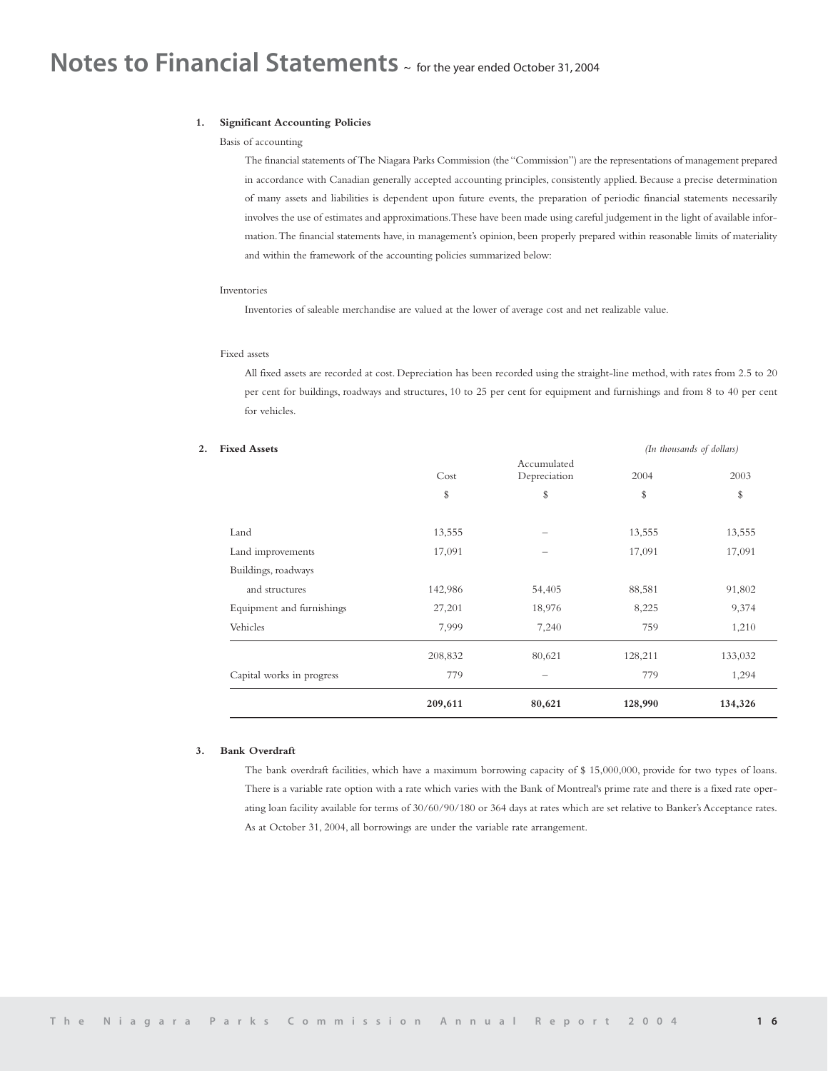# Notes to Financial Statements ~ for the year ended October 31, 2004

**1. Significant Accounting Policies**

Basis of accounting

The financial statements of The Niagara Parks Commission (the "Commission") are the representations of management prepared in accordance with Canadian generally accepted accounting principles, consistently applied. Because a precise determination of many assets and liabilities is dependent upon future events, the preparation of periodic financial statements necessarily involves the use of estimates and approximations. These have been made using careful judgement in the light of available information. The financial statements have, in management's opinion, been properly prepared within reasonable limits of materiality and within the framework of the accounting policies summarized below:

Inventories

Inventories of saleable merchandise are valued at the lower of average cost and net realizable value.

Fixed assets

All fixed assets are recorded at cost. Depreciation has been recorded using the straight-line method, with rates from 2.5 to 20 per cent for buildings, roadways and structures, 10 to 25 per cent for equipment and furnishings and from 8 to 40 per cent for vehicles.

**2. Fixed Assets**

*(In thousands of dollars)*

| | Cost | Accumulated Depreciation | 2004 | 2003 |
|---|---|---|---|---|
| | $ | $ | $ | $ |
| Land | 13,555 | – | 13,555 | 13,555 |
| Land improvements | 17,091 | – | 17,091 | 17,091 |
| Buildings, roadways and structures | 142,986 | 54,405 | 88,581 | 91,802 |
| Equipment and furnishings | 27,201 | 18,976 | 8,225 | 9,374 |
| Vehicles | 7,999 | 7,240 | 759 | 1,210 |
| | 208,832 | 80,621 | 128,211 | 133,032 |
| Capital works in progress | 779 | – | 779 | 1,294 |
| | **209,611** | **80,621** | **128,990** | **134,326** |

**3. Bank Overdraft**

The bank overdraft facilities, which have a maximum borrowing capacity of $ 15,000,000, provide for two types of loans. There is a variable rate option with a rate which varies with the Bank of Montreal's prime rate and there is a fixed rate operating loan facility available for terms of 30/60/90/180 or 364 days at rates which are set relative to Banker's Acceptance rates. As at October 31, 2004, all borrowings are under the variable rate arrangement.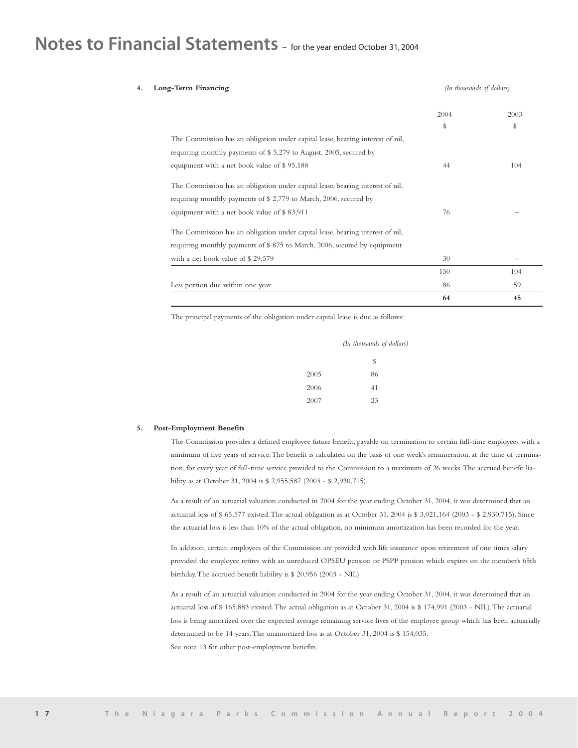# Notes to Financial Statements ~ for the year ended October 31, 2004

**4. Long-Term Financing**

*(In thousands of dollars)*

| | 2004 | 2003 |
|---|---|---|
| | $ | $ |
| The Commission has an obligation under capital lease, bearing interest of nil, requiring monthly payments of $ 5,279 to August, 2005, secured by equipment with a net book value of $ 95,188 | 44 | 104 |
| The Commission has an obligation under capital lease, bearing interest of nil, requiring monthly payments of $ 2,779 to March, 2006, secured by equipment with a net book value of $ 83,911 | 76 | – |
| The Commission has an obligation under capital lease, bearing interest of nil, requiring monthly payments of $ 875 to March, 2006, secured by equipment with a net book value of $ 29,579 | 30 | – |
| | 150 | 104 |
| Less portion due within one year | 86 | 59 |
| | **64** | **45** |

The principal payments of the obligation under capital lease is due as follows:

*(In thousands of dollars)*

| | $ |
|---|---|
| 2005 | 86 |
| 2006 | 41 |
| 2007 | 23 |

**5. Post-Employment Benefits**

The Commission provides a defined employee future benefit, payable on termination to certain full-time employees with a minimum of five years of service. The benefit is calculated on the basis of one week's remuneration, at the time of termination, for every year of full-time service provided to the Commission to a maximum of 26 weeks. The accrued benefit liability as at October 31, 2004 is $ 2,955,587 (2003 - $ 2,930,715).

As a result of an actuarial valuation conducted in 2004 for the year ending October 31, 2004, it was determined that an actuarial loss of $ 65,577 existed. The actual obligation as at October 31, 2004 is $ 3,021,164 (2003 - $ 2,930,715). Since the actuarial loss is less than 10% of the actual obligation, no minimum amortization has been recorded for the year.

In addition, certain employees of the Commission are provided with life insurance upon retirement of one times salary provided the employee retires with an unreduced OPSEU pension or PSPP pension which expires on the member's 65th birthday. The accrued benefit liability is $ 20,956 (2003 - NIL)

As a result of an actuarial valuation conducted in 2004 for the year ending October 31, 2004, it was determined that an actuarial loss of $ 165,883 existed. The actual obligation as at October 31, 2004 is $ 174,991 (2003 - NIL). The actuarial loss is being amortized over the expected average remaining service lives of the employee group which has been actuarially determined to be 14 years. The unamortized loss as at October 31, 2004 is $ 154,035.

See note 13 for other post-employment benefits.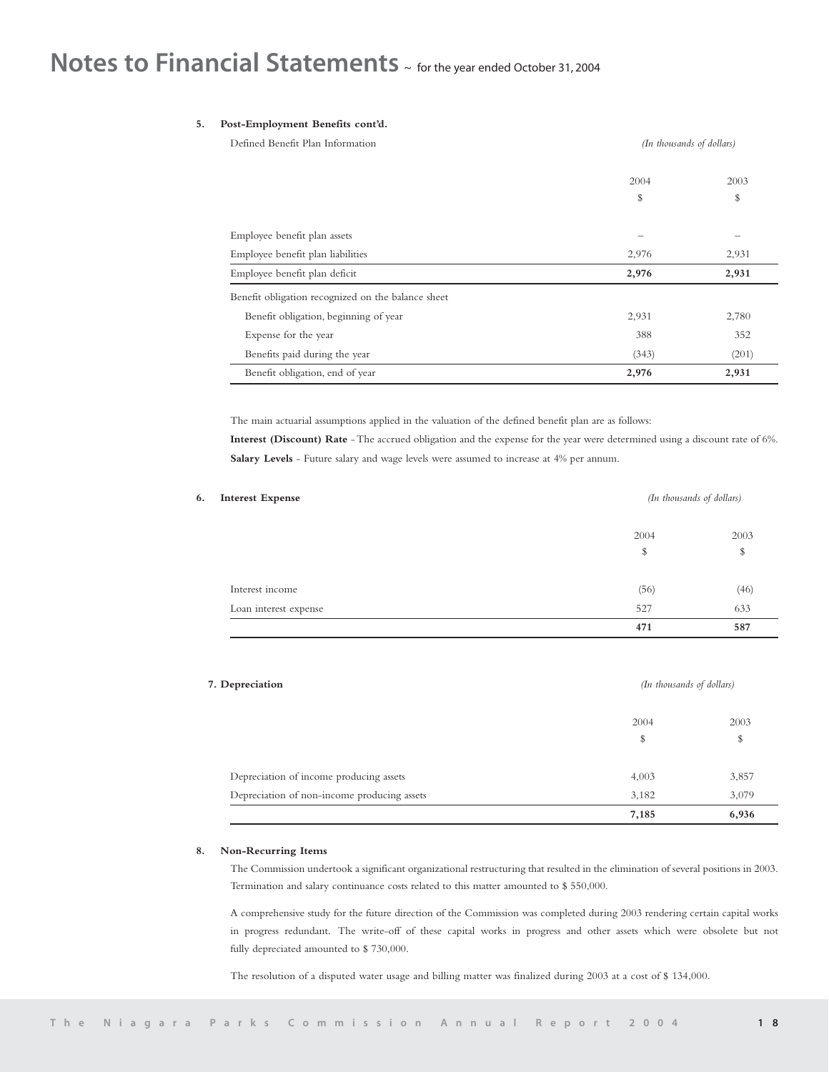# Notes to Financial Statements ~ for the year ended October 31, 2004

**5. Post-Employment Benefits cont'd.**

Defined Benefit Plan Information

*(In thousands of dollars)*

| | 2004 | 2003 |
|---|---|---|
| | $ | $ |
| Employee benefit plan assets | – | – |
| Employee benefit plan liabilities | 2,976 | 2,931 |
| Employee benefit plan deficit | **2,976** | **2,931** |
| Benefit obligation recognized on the balance sheet | | |
| Benefit obligation, beginning of year | 2,931 | 2,780 |
| Expense for the year | 388 | 352 |
| Benefits paid during the year | (343) | (201) |
| Benefit obligation, end of year | **2,976** | **2,931** |

The main actuarial assumptions applied in the valuation of the defined benefit plan are as follows:

**Interest (Discount) Rate** - The accrued obligation and the expense for the year were determined using a discount rate of 6%.

**Salary Levels** - Future salary and wage levels were assumed to increase at 4% per annum.

**6. Interest Expense**

*(In thousands of dollars)*

| | 2004 | 2003 |
|---|---|---|
| | $ | $ |
| Interest income | (56) | (46) |
| Loan interest expense | 527 | 633 |
| | **471** | **587** |

**7. Depreciation**

*(In thousands of dollars)*

| | 2004 | 2003 |
|---|---|---|
| | $ | $ |
| Depreciation of income producing assets | 4,003 | 3,857 |
| Depreciation of non-income producing assets | 3,182 | 3,079 |
| | **7,185** | **6,936** |

**8. Non-Recurring Items**

The Commission undertook a significant organizational restructuring that resulted in the elimination of several positions in 2003. Termination and salary continuance costs related to this matter amounted to $ 550,000.

A comprehensive study for the future direction of the Commission was completed during 2003 rendering certain capital works in progress redundant. The write-off of these capital works in progress and other assets which were obsolete but not fully depreciated amounted to $ 730,000.

The resolution of a disputed water usage and billing matter was finalized during 2003 at a cost of $ 134,000.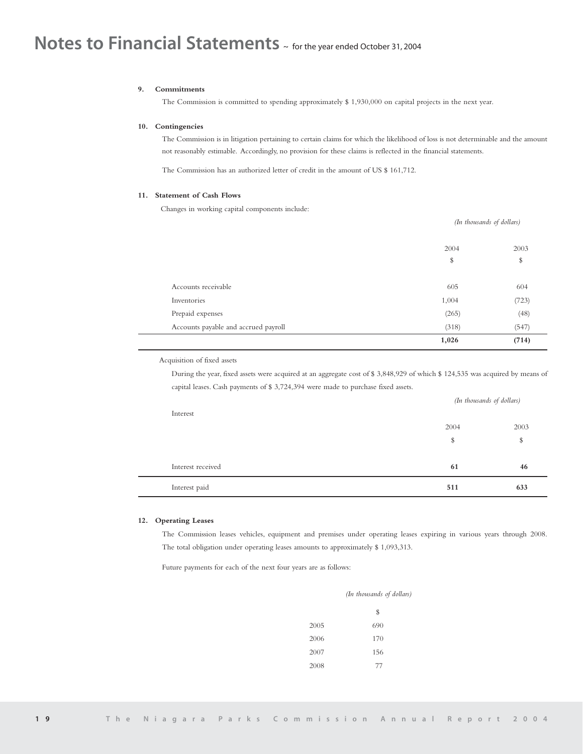# Notes to Financial Statements ~ for the year ended October 31, 2004

**9. Commitments**

The Commission is committed to spending approximately $ 1,930,000 on capital projects in the next year.

**10. Contingencies**

The Commission is in litigation pertaining to certain claims for which the likelihood of loss is not determinable and the amount not reasonably estimable. Accordingly, no provision for these claims is reflected in the financial statements.

The Commission has an authorized letter of credit in the amount of US $ 161,712.

**11. Statement of Cash Flows**

Changes in working capital components include:

*(In thousands of dollars)*

| | 2004 | 2003 |
|---|---|---|
| | $ | $ |
| Accounts receivable | 605 | 604 |
| Inventories | 1,004 | (723) |
| Prepaid expenses | (265) | (48) |
| Accounts payable and accrued payroll | (318) | (547) |
| | **1,026** | **(714)** |

Acquisition of fixed assets

During the year, fixed assets were acquired at an aggregate cost of $ 3,848,929 of which $ 124,535 was acquired by means of capital leases. Cash payments of $ 3,724,394 were made to purchase fixed assets.

Interest

*(In thousands of dollars)*

| | 2004 | 2003 |
|---|---|---|
| | $ | $ |
| Interest received | **61** | **46** |
| Interest paid | **511** | **633** |

**12. Operating Leases**

The Commission leases vehicles, equipment and premises under operating leases expiring in various years through 2008. The total obligation under operating leases amounts to approximately $ 1,093,313.

Future payments for each of the next four years are as follows:

*(In thousands of dollars)*

| | $ |
|---|---|
| 2005 | 690 |
| 2006 | 170 |
| 2007 | 156 |
| 2008 | 77 |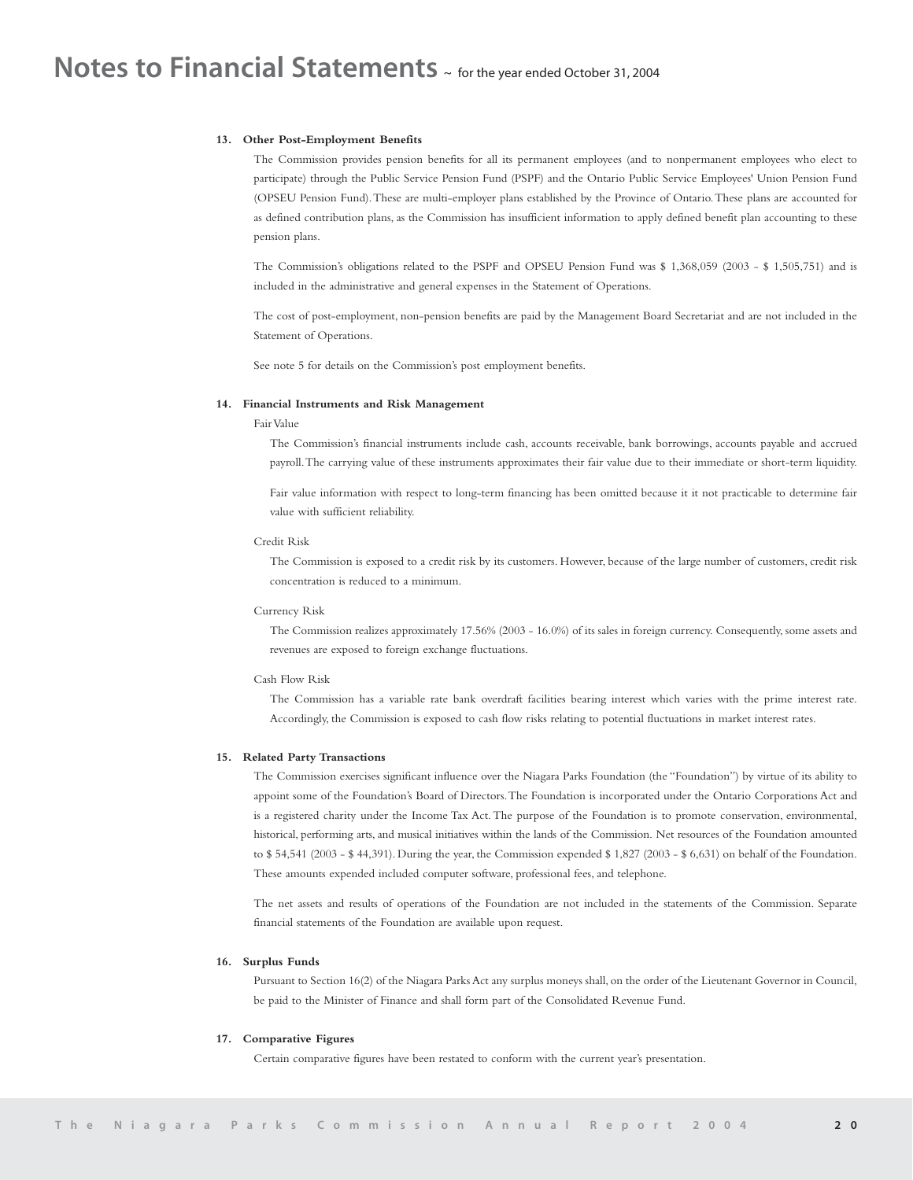# Notes to Financial Statements ~ for the year ended October 31, 2004

**13. Other Post-Employment Benefits**

The Commission provides pension benefits for all its permanent employees (and to nonpermanent employees who elect to participate) through the Public Service Pension Fund (PSPF) and the Ontario Public Service Employees' Union Pension Fund (OPSEU Pension Fund). These are multi-employer plans established by the Province of Ontario. These plans are accounted for as defined contribution plans, as the Commission has insufficient information to apply defined benefit plan accounting to these pension plans.

The Commission's obligations related to the PSPF and OPSEU Pension Fund was $ 1,368,059 (2003 - $ 1,505,751) and is included in the administrative and general expenses in the Statement of Operations.

The cost of post-employment, non-pension benefits are paid by the Management Board Secretariat and are not included in the Statement of Operations.

See note 5 for details on the Commission's post employment benefits.

**14. Financial Instruments and Risk Management**

Fair Value

The Commission's financial instruments include cash, accounts receivable, bank borrowings, accounts payable and accrued payroll. The carrying value of these instruments approximates their fair value due to their immediate or short-term liquidity.

Fair value information with respect to long-term financing has been omitted because it it not practicable to determine fair value with sufficient reliability.

Credit Risk

The Commission is exposed to a credit risk by its customers. However, because of the large number of customers, credit risk concentration is reduced to a minimum.

Currency Risk

The Commission realizes approximately 17.56% (2003 - 16.0%) of its sales in foreign currency. Consequently, some assets and revenues are exposed to foreign exchange fluctuations.

Cash Flow Risk

The Commission has a variable rate bank overdraft facilities bearing interest which varies with the prime interest rate. Accordingly, the Commission is exposed to cash flow risks relating to potential fluctuations in market interest rates.

**15. Related Party Transactions**

The Commission exercises significant influence over the Niagara Parks Foundation (the "Foundation") by virtue of its ability to appoint some of the Foundation's Board of Directors. The Foundation is incorporated under the Ontario Corporations Act and is a registered charity under the Income Tax Act. The purpose of the Foundation is to promote conservation, environmental, historical, performing arts, and musical initiatives within the lands of the Commission. Net resources of the Foundation amounted to $ 54,541 (2003 - $ 44,391). During the year, the Commission expended $ 1,827 (2003 - $ 6,631) on behalf of the Foundation. These amounts expended included computer software, professional fees, and telephone.

The net assets and results of operations of the Foundation are not included in the statements of the Commission. Separate financial statements of the Foundation are available upon request.

**16. Surplus Funds**

Pursuant to Section 16(2) of the Niagara Parks Act any surplus moneys shall, on the order of the Lieutenant Governor in Council, be paid to the Minister of Finance and shall form part of the Consolidated Revenue Fund.

**17. Comparative Figures**

Certain comparative figures have been restated to conform with the current year's presentation.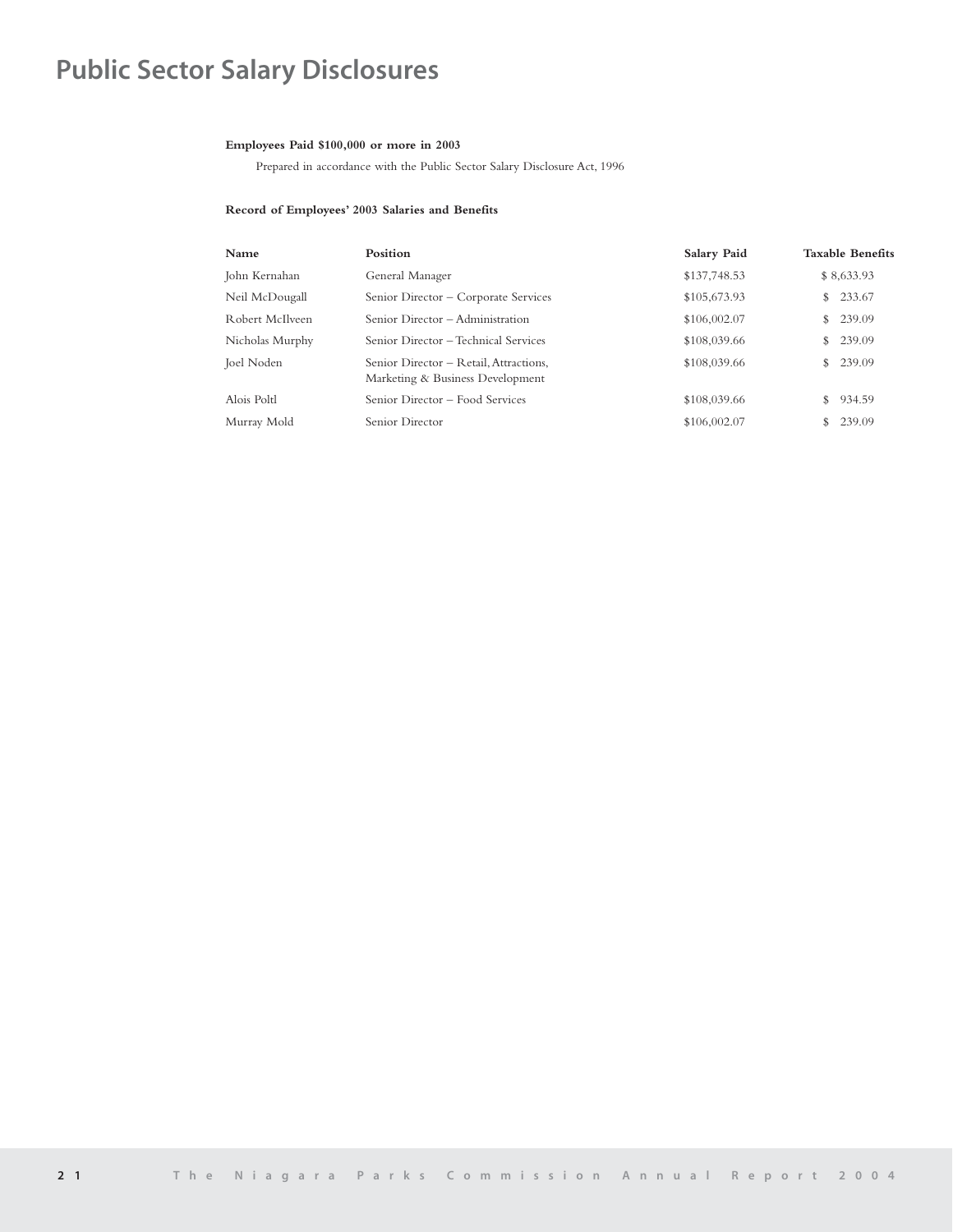# Public Sector Salary Disclosures

**Employees Paid $100,000 or more in 2003**

Prepared in accordance with the Public Sector Salary Disclosure Act, 1996

**Record of Employees' 2003 Salaries and Benefits**

| Name | Position | Salary Paid | Taxable Benefits |
|---|---|---|---|
| John Kernahan | General Manager | $137,748.53 | $ 8,633.93 |
| Neil McDougall | Senior Director – Corporate Services | $105,673.93 | $ 233.67 |
| Robert McIlveen | Senior Director – Administration | $106,002.07 | $ 239.09 |
| Nicholas Murphy | Senior Director – Technical Services | $108,039.66 | $ 239.09 |
| Joel Noden | Senior Director – Retail, Attractions, Marketing & Business Development | $108,039.66 | $ 239.09 |
| Alois Poltl | Senior Director – Food Services | $108,039.66 | $ 934.59 |
| Murray Mold | Senior Director | $106,002.07 | $ 239.09 |